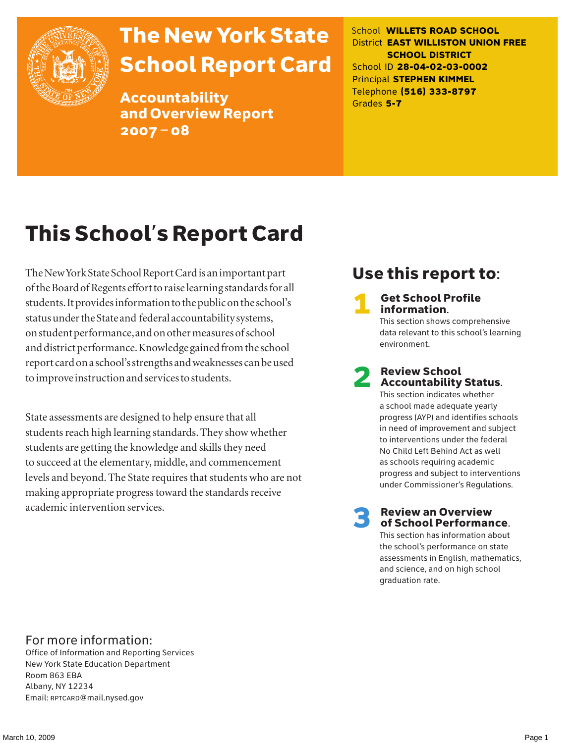# The New York State School Report Card

## Accountability and Overview Report 2007 – 08

School **WILLETS ROAD SCHOOL**
District **EAST WILLISTON UNION FREE SCHOOL DISTRICT**
School ID **28-04-02-03-0002**
Principal **STEPHEN KIMMEL**
Telephone **(516) 333-8797**
Grades **5-7**

# This School's Report Card

The New York State School Report Card is an important part of the Board of Regents effort to raise learning standards for all students. It provides information to the public on the school's status under the State and federal accountability systems, on student performance, and on other measures of school and district performance. Knowledge gained from the school report card on a school's strengths and weaknesses can be used to improve instruction and services to students.

State assessments are designed to help ensure that all students reach high learning standards. They show whether students are getting the knowledge and skills they need to succeed at the elementary, middle, and commencement levels and beyond. The State requires that students who are not making appropriate progress toward the standards receive academic intervention services.

## Use this report to:

**1 Get School Profile information.**
This section shows comprehensive data relevant to this school's learning environment.

**2 Review School Accountability Status.**
This section indicates whether a school made adequate yearly progress (AYP) and identifies schools in need of improvement and subject to interventions under the federal No Child Left Behind Act as well as schools requiring academic progress and subject to interventions under Commissioner's Regulations.

**3 Review an Overview of School Performance.**
This section has information about the school's performance on state assessments in English, mathematics, and science, and on high school graduation rate.

## For more information:

Office of Information and Reporting Services
New York State Education Department
Room 863 EBA
Albany, NY 12234
Email: RPTCARD@mail.nysed.gov

March 10, 2009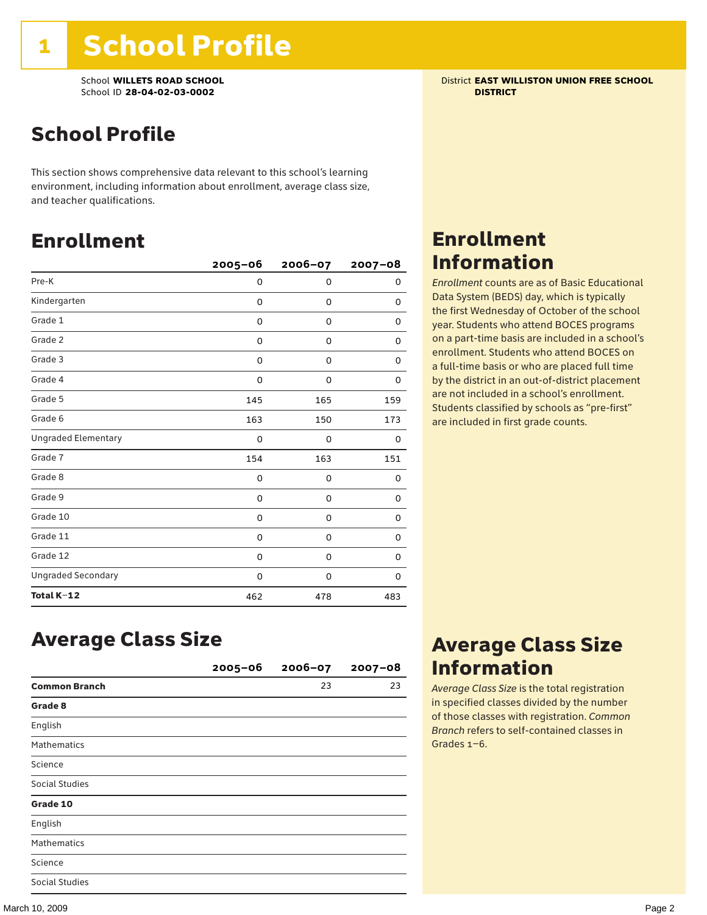# 1 School Profile

School **WILLETS ROAD SCHOOL**
School ID **28-04-02-03-0002**

District **EAST WILLISTON UNION FREE SCHOOL DISTRICT**

## School Profile

This section shows comprehensive data relevant to this school's learning environment, including information about enrollment, average class size, and teacher qualifications.

## Enrollment

| | 2005–06 | 2006–07 | 2007–08 |
|---|---|---|---|
| Pre-K | 0 | 0 | 0 |
| Kindergarten | 0 | 0 | 0 |
| Grade 1 | 0 | 0 | 0 |
| Grade 2 | 0 | 0 | 0 |
| Grade 3 | 0 | 0 | 0 |
| Grade 4 | 0 | 0 | 0 |
| Grade 5 | 145 | 165 | 159 |
| Grade 6 | 163 | 150 | 173 |
| Ungraded Elementary | 0 | 0 | 0 |
| Grade 7 | 154 | 163 | 151 |
| Grade 8 | 0 | 0 | 0 |
| Grade 9 | 0 | 0 | 0 |
| Grade 10 | 0 | 0 | 0 |
| Grade 11 | 0 | 0 | 0 |
| Grade 12 | 0 | 0 | 0 |
| Ungraded Secondary | 0 | 0 | 0 |
| **Total K–12** | 462 | 478 | 483 |

## Enrollment Information

*Enrollment* counts are as of Basic Educational Data System (BEDS) day, which is typically the first Wednesday of October of the school year. Students who attend BOCES programs on a part-time basis are included in a school's enrollment. Students who attend BOCES on a full-time basis or who are placed full time by the district in an out-of-district placement are not included in a school's enrollment. Students classified by schools as "pre-first" are included in first grade counts.

## Average Class Size

| | 2005–06 | 2006–07 | 2007–08 |
|---|---|---|---|
| **Common Branch** | | 23 | 23 |
| **Grade 8** | | | |
| English | | | |
| Mathematics | | | |
| Science | | | |
| Social Studies | | | |
| **Grade 10** | | | |
| English | | | |
| Mathematics | | | |
| Science | | | |
| Social Studies | | | |

## Average Class Size Information

*Average Class Size* is the total registration in specified classes divided by the number of those classes with registration. *Common Branch* refers to self-contained classes in Grades 1–6.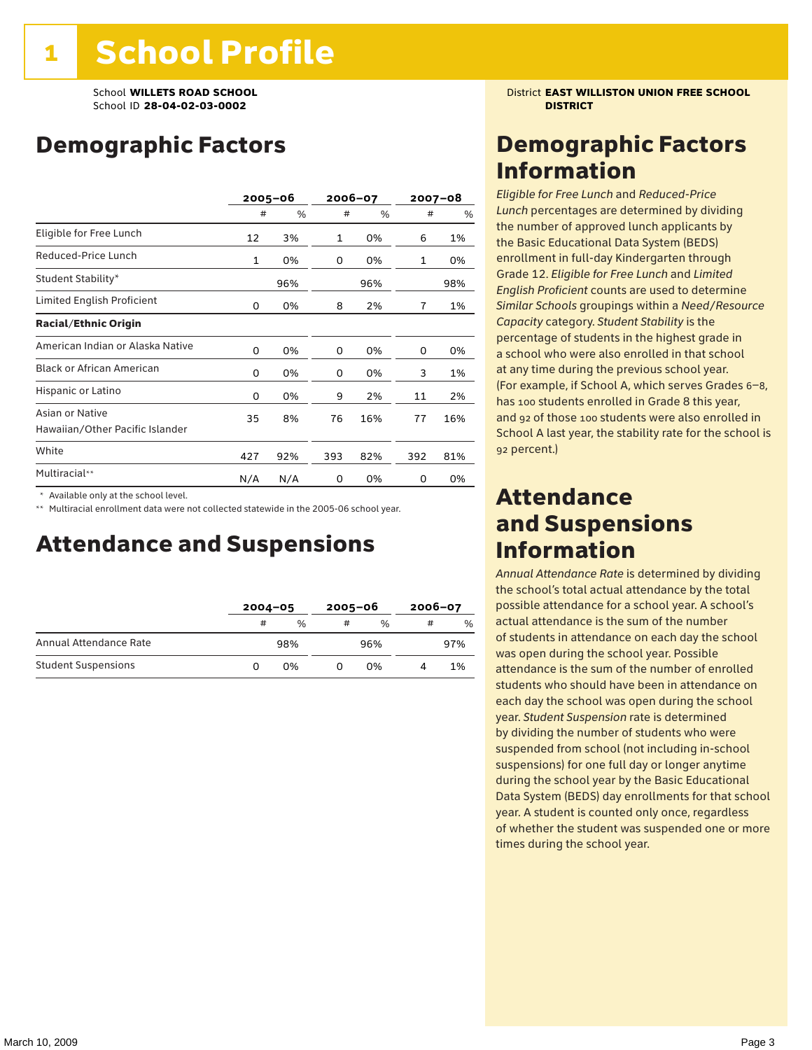# 1 School Profile

School **WILLETS ROAD SCHOOL**
School ID **28-04-02-03-0002**

District **EAST WILLISTON UNION FREE SCHOOL DISTRICT**

## Demographic Factors

| | 2005–06 | | 2006–07 | | 2007–08 | |
|---|---|---|---|---|---|---|
| | # | % | # | % | # | % |
| Eligible for Free Lunch | 12 | 3% | 1 | 0% | 6 | 1% |
| Reduced-Price Lunch | 1 | 0% | 0 | 0% | 1 | 0% |
| Student Stability* | | 96% | | 96% | | 98% |
| Limited English Proficient | 0 | 0% | 8 | 2% | 7 | 1% |
| **Racial/Ethnic Origin** | | | | | | |
| American Indian or Alaska Native | 0 | 0% | 0 | 0% | 0 | 0% |
| Black or African American | 0 | 0% | 0 | 0% | 3 | 1% |
| Hispanic or Latino | 0 | 0% | 9 | 2% | 11 | 2% |
| Asian or Native Hawaiian/Other Pacific Islander | 35 | 8% | 76 | 16% | 77 | 16% |
| White | 427 | 92% | 393 | 82% | 392 | 81% |
| Multiracial** | N/A | N/A | 0 | 0% | 0 | 0% |

\* Available only at the school level.

\*\* Multiracial enrollment data were not collected statewide in the 2005-06 school year.

## Attendance and Suspensions

| | 2004–05 | | 2005–06 | | 2006–07 | |
|---|---|---|---|---|---|---|
| | # | % | # | % | # | % |
| Annual Attendance Rate | | 98% | | 96% | | 97% |
| Student Suspensions | 0 | 0% | 0 | 0% | 4 | 1% |

## Demographic Factors Information

*Eligible for Free Lunch* and *Reduced-Price Lunch* percentages are determined by dividing the number of approved lunch applicants by the Basic Educational Data System (BEDS) enrollment in full-day Kindergarten through Grade 12. *Eligible for Free Lunch* and *Limited English Proficient* counts are used to determine *Similar Schools* groupings within a *Need/Resource Capacity* category. *Student Stability* is the percentage of students in the highest grade in a school who were also enrolled in that school at any time during the previous school year. (For example, if School A, which serves Grades 6–8, has 100 students enrolled in Grade 8 this year, and 92 of those 100 students were also enrolled in School A last year, the stability rate for the school is 92 percent.)

## Attendance and Suspensions Information

*Annual Attendance Rate* is determined by dividing the school's total actual attendance by the total possible attendance for a school year. A school's actual attendance is the sum of the number of students in attendance on each day the school was open during the school year. Possible attendance is the sum of the number of enrolled students who should have been in attendance on each day the school was open during the school year. *Student Suspension* rate is determined by dividing the number of students who were suspended from school (not including in-school suspensions) for one full day or longer anytime during the school year by the Basic Educational Data System (BEDS) day enrollments for that school year. A student is counted only once, regardless of whether the student was suspended one or more times during the school year.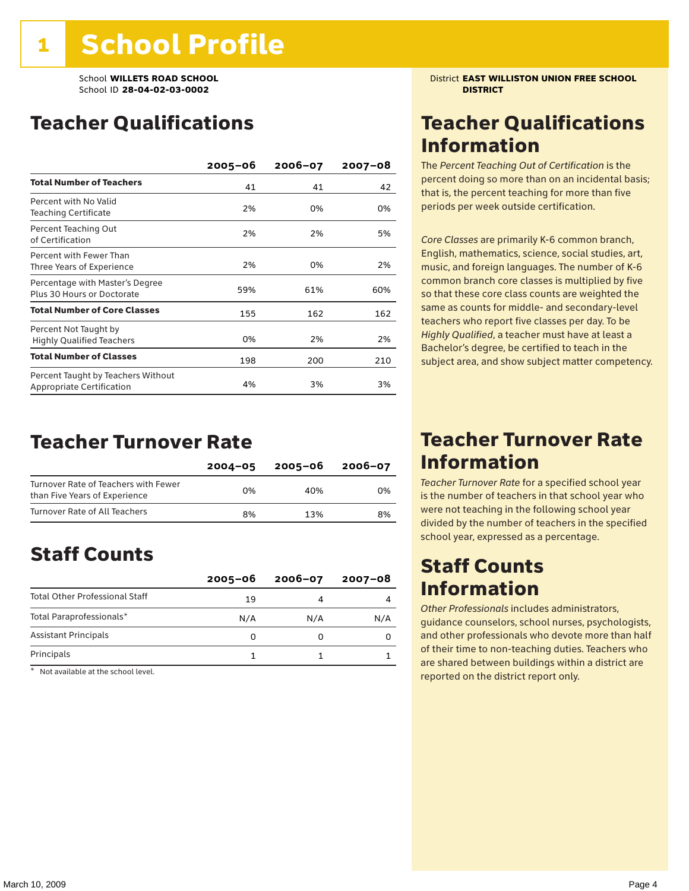# 1 School Profile

School **WILLETS ROAD SCHOOL**
School ID **28-04-02-03-0002**

District **EAST WILLISTON UNION FREE SCHOOL DISTRICT**

## Teacher Qualifications

| | 2005–06 | 2006–07 | 2007–08 |
|---|---|---|---|
| **Total Number of Teachers** | 41 | 41 | 42 |
| Percent with No Valid Teaching Certificate | 2% | 0% | 0% |
| Percent Teaching Out of Certification | 2% | 2% | 5% |
| Percent with Fewer Than Three Years of Experience | 2% | 0% | 2% |
| Percentage with Master's Degree Plus 30 Hours or Doctorate | 59% | 61% | 60% |
| **Total Number of Core Classes** | 155 | 162 | 162 |
| Percent Not Taught by Highly Qualified Teachers | 0% | 2% | 2% |
| **Total Number of Classes** | 198 | 200 | 210 |
| Percent Taught by Teachers Without Appropriate Certification | 4% | 3% | 3% |

## Teacher Qualifications Information

The *Percent Teaching Out of Certification* is the percent doing so more than on an incidental basis; that is, the percent teaching for more than five periods per week outside certification.

*Core Classes* are primarily K-6 common branch, English, mathematics, science, social studies, art, music, and foreign languages. The number of K-6 common branch core classes is multiplied by five so that these core class counts are weighted the same as counts for middle- and secondary-level teachers who report five classes per day. To be *Highly Qualified*, a teacher must have at least a Bachelor's degree, be certified to teach in the subject area, and show subject matter competency.

## Teacher Turnover Rate

| | 2004–05 | 2005–06 | 2006–07 |
|---|---|---|---|
| Turnover Rate of Teachers with Fewer than Five Years of Experience | 0% | 40% | 0% |
| Turnover Rate of All Teachers | 8% | 13% | 8% |

## Teacher Turnover Rate Information

*Teacher Turnover Rate* for a specified school year is the number of teachers in that school year who were not teaching in the following school year divided by the number of teachers in the specified school year, expressed as a percentage.

## Staff Counts

| | 2005–06 | 2006–07 | 2007–08 |
|---|---|---|---|
| Total Other Professional Staff | 19 | 4 | 4 |
| Total Paraprofessionals* | N/A | N/A | N/A |
| Assistant Principals | 0 | 0 | 0 |
| Principals | 1 | 1 | 1 |

\* Not available at the school level.

## Staff Counts Information

*Other Professionals* includes administrators, guidance counselors, school nurses, psychologists, and other professionals who devote more than half of their time to non-teaching duties. Teachers who are shared between buildings within a district are reported on the district report only.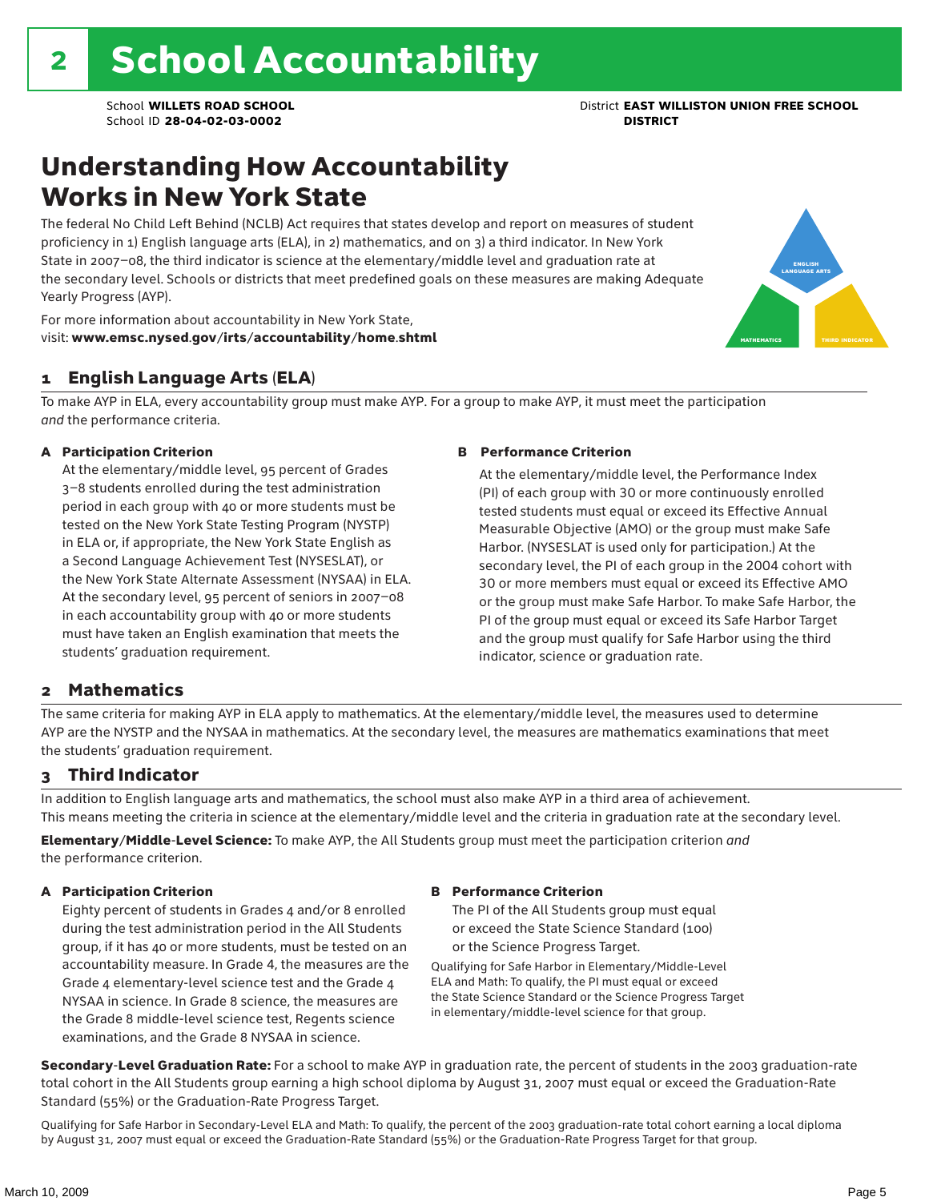# 2 School Accountability

School **WILLETS ROAD SCHOOL**
School ID **28-04-02-03-0002**

District **EAST WILLISTON UNION FREE SCHOOL DISTRICT**

## Understanding How Accountability Works in New York State

The federal No Child Left Behind (NCLB) Act requires that states develop and report on measures of student proficiency in 1) English language arts (ELA), in 2) mathematics, and on 3) a third indicator. In New York State in 2007–08, the third indicator is science at the elementary/middle level and graduation rate at the secondary level. Schools or districts that meet predefined goals on these measures are making Adequate Yearly Progress (AYP).

For more information about accountability in New York State, visit: **www.emsc.nysed.gov/irts/accountability/home.shtml**

### 1 English Language Arts (ELA)

To make AYP in ELA, every accountability group must make AYP. For a group to make AYP, it must meet the participation *and* the performance criteria.

**A Participation Criterion**

At the elementary/middle level, 95 percent of Grades 3–8 students enrolled during the test administration period in each group with 40 or more students must be tested on the New York State Testing Program (NYSTP) in ELA or, if appropriate, the New York State English as a Second Language Achievement Test (NYSESLAT), or the New York State Alternate Assessment (NYSAA) in ELA. At the secondary level, 95 percent of seniors in 2007–08 in each accountability group with 40 or more students must have taken an English examination that meets the students' graduation requirement.

**B Performance Criterion**

At the elementary/middle level, the Performance Index (PI) of each group with 30 or more continuously enrolled tested students must equal or exceed its Effective Annual Measurable Objective (AMO) or the group must make Safe Harbor. (NYSESLAT is used only for participation.) At the secondary level, the PI of each group in the 2004 cohort with 30 or more members must equal or exceed its Effective AMO or the group must make Safe Harbor. To make Safe Harbor, the PI of the group must equal or exceed its Safe Harbor Target and the group must qualify for Safe Harbor using the third indicator, science or graduation rate.

### 2 Mathematics

The same criteria for making AYP in ELA apply to mathematics. At the elementary/middle level, the measures used to determine AYP are the NYSTP and the NYSAA in mathematics. At the secondary level, the measures are mathematics examinations that meet the students' graduation requirement.

### 3 Third Indicator

In addition to English language arts and mathematics, the school must also make AYP in a third area of achievement. This means meeting the criteria in science at the elementary/middle level and the criteria in graduation rate at the secondary level.

**Elementary/Middle-Level Science:** To make AYP, the All Students group must meet the participation criterion *and* the performance criterion.

**A Participation Criterion**

Eighty percent of students in Grades 4 and/or 8 enrolled during the test administration period in the All Students group, if it has 40 or more students, must be tested on an accountability measure. In Grade 4, the measures are the Grade 4 elementary-level science test and the Grade 4 NYSAA in science. In Grade 8 science, the measures are the Grade 8 middle-level science test, Regents science examinations, and the Grade 8 NYSAA in science.

**B Performance Criterion**

The PI of the All Students group must equal or exceed the State Science Standard (100) or the Science Progress Target.

Qualifying for Safe Harbor in Elementary/Middle-Level ELA and Math: To qualify, the PI must equal or exceed the State Science Standard or the Science Progress Target in elementary/middle-level science for that group.

**Secondary-Level Graduation Rate:** For a school to make AYP in graduation rate, the percent of students in the 2003 graduation-rate total cohort in the All Students group earning a high school diploma by August 31, 2007 must equal or exceed the Graduation-Rate Standard (55%) or the Graduation-Rate Progress Target.

Qualifying for Safe Harbor in Secondary-Level ELA and Math: To qualify, the percent of the 2003 graduation-rate total cohort earning a local diploma by August 31, 2007 must equal or exceed the Graduation-Rate Standard (55%) or the Graduation-Rate Progress Target for that group.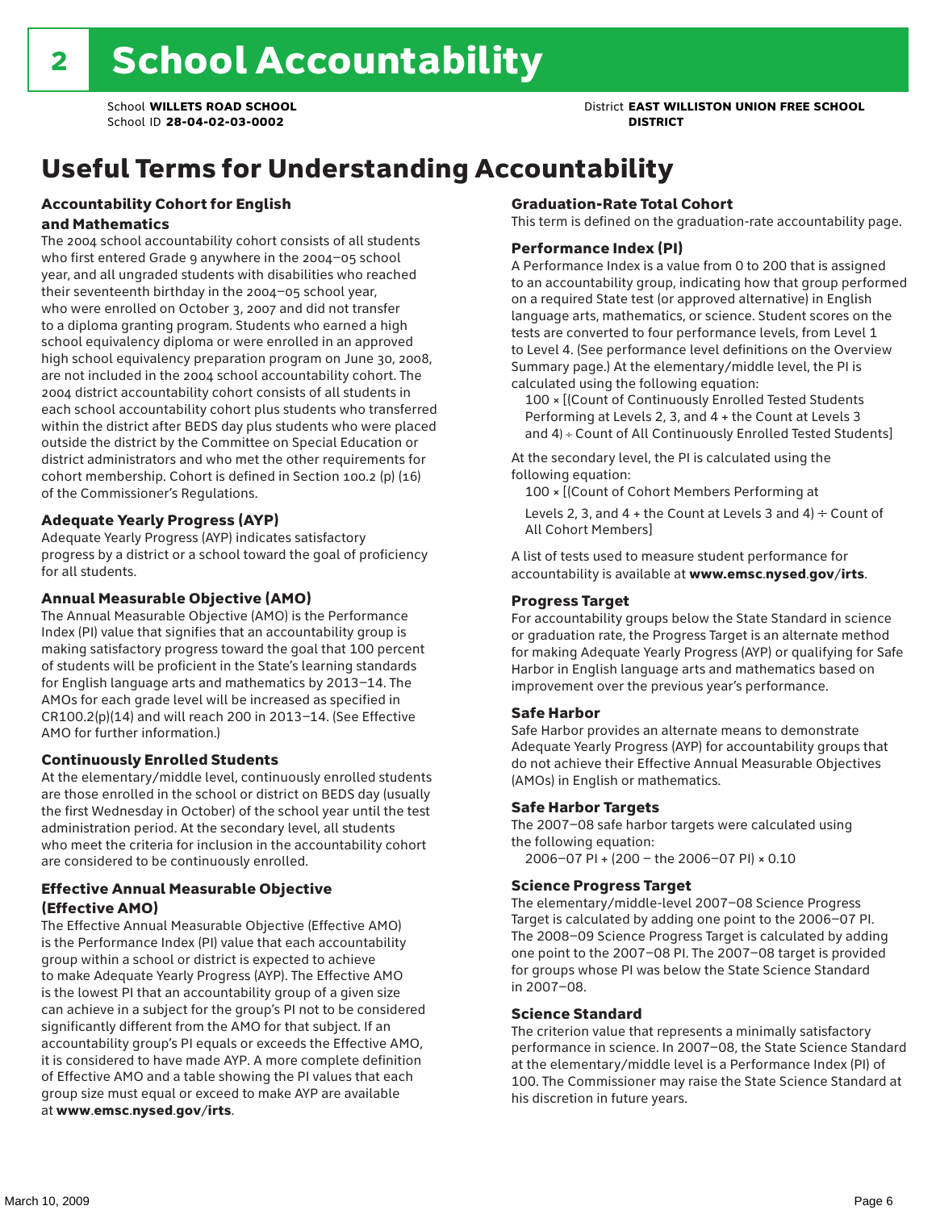# 2 School Accountability

School **WILLETS ROAD SCHOOL**
School ID **28-04-02-03-0002**

District **EAST WILLISTON UNION FREE SCHOOL DISTRICT**

## Useful Terms for Understanding Accountability

### Accountability Cohort for English and Mathematics

The 2004 school accountability cohort consists of all students who first entered Grade 9 anywhere in the 2004–05 school year, and all ungraded students with disabilities who reached their seventeenth birthday in the 2004–05 school year, who were enrolled on October 3, 2007 and did not transfer to a diploma granting program. Students who earned a high school equivalency diploma or were enrolled in an approved high school equivalency preparation program on June 30, 2008, are not included in the 2004 school accountability cohort. The 2004 district accountability cohort consists of all students in each school accountability cohort plus students who transferred within the district after BEDS day plus students who were placed outside the district by the Committee on Special Education or district administrators and who met the other requirements for cohort membership. Cohort is defined in Section 100.2 (p) (16) of the Commissioner's Regulations.

### Adequate Yearly Progress (AYP)

Adequate Yearly Progress (AYP) indicates satisfactory progress by a district or a school toward the goal of proficiency for all students.

### Annual Measurable Objective (AMO)

The Annual Measurable Objective (AMO) is the Performance Index (PI) value that signifies that an accountability group is making satisfactory progress toward the goal that 100 percent of students will be proficient in the State's learning standards for English language arts and mathematics by 2013–14. The AMOs for each grade level will be increased as specified in CR100.2(p)(14) and will reach 200 in 2013–14. (See Effective AMO for further information.)

### Continuously Enrolled Students

At the elementary/middle level, continuously enrolled students are those enrolled in the school or district on BEDS day (usually the first Wednesday in October) of the school year until the test administration period. At the secondary level, all students who meet the criteria for inclusion in the accountability cohort are considered to be continuously enrolled.

### Effective Annual Measurable Objective (Effective AMO)

The Effective Annual Measurable Objective (Effective AMO) is the Performance Index (PI) value that each accountability group within a school or district is expected to achieve to make Adequate Yearly Progress (AYP). The Effective AMO is the lowest PI that an accountability group of a given size can achieve in a subject for the group's PI not to be considered significantly different from the AMO for that subject. If an accountability group's PI equals or exceeds the Effective AMO, it is considered to have made AYP. A more complete definition of Effective AMO and a table showing the PI values that each group size must equal or exceed to make AYP are available at **www.emsc.nysed.gov/irts**.

### Graduation-Rate Total Cohort

This term is defined on the graduation-rate accountability page.

### Performance Index (PI)

A Performance Index is a value from 0 to 200 that is assigned to an accountability group, indicating how that group performed on a required State test (or approved alternative) in English language arts, mathematics, or science. Student scores on the tests are converted to four performance levels, from Level 1 to Level 4. (See performance level definitions on the Overview Summary page.) At the elementary/middle level, the PI is calculated using the following equation:

100 × [(Count of Continuously Enrolled Tested Students Performing at Levels 2, 3, and 4 + the Count at Levels 3 and 4) ÷ Count of All Continuously Enrolled Tested Students]

At the secondary level, the PI is calculated using the following equation:

100 × [(Count of Cohort Members Performing at Levels 2, 3, and 4 + the Count at Levels 3 and 4) ÷ Count of All Cohort Members]

A list of tests used to measure student performance for accountability is available at **www.emsc.nysed.gov/irts**.

### Progress Target

For accountability groups below the State Standard in science or graduation rate, the Progress Target is an alternate method for making Adequate Yearly Progress (AYP) or qualifying for Safe Harbor in English language arts and mathematics based on improvement over the previous year's performance.

### Safe Harbor

Safe Harbor provides an alternate means to demonstrate Adequate Yearly Progress (AYP) for accountability groups that do not achieve their Effective Annual Measurable Objectives (AMOs) in English or mathematics.

### Safe Harbor Targets

The 2007–08 safe harbor targets were calculated using the following equation:

2006–07 PI + (200 – the 2006–07 PI) × 0.10

### Science Progress Target

The elementary/middle-level 2007–08 Science Progress Target is calculated by adding one point to the 2006–07 PI. The 2008–09 Science Progress Target is calculated by adding one point to the 2007–08 PI. The 2007–08 target is provided for groups whose PI was below the State Science Standard in 2007–08.

### Science Standard

The criterion value that represents a minimally satisfactory performance in science. In 2007–08, the State Science Standard at the elementary/middle level is a Performance Index (PI) of 100. The Commissioner may raise the State Science Standard at his discretion in future years.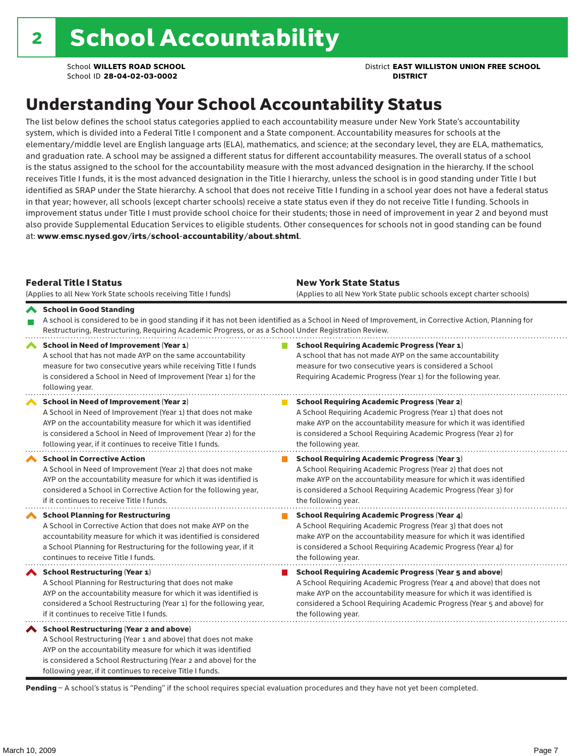# 2 School Accountability

School **WILLETS ROAD SCHOOL**
School ID **28-04-02-03-0002**

District **EAST WILLISTON UNION FREE SCHOOL DISTRICT**

## Understanding Your School Accountability Status

The list below defines the school status categories applied to each accountability measure under New York State's accountability system, which is divided into a Federal Title I component and a State component. Accountability measures for schools at the elementary/middle level are English language arts (ELA), mathematics, and science; at the secondary level, they are ELA, mathematics, and graduation rate. A school may be assigned a different status for different accountability measures. The overall status of a school is the status assigned to the school for the accountability measure with the most advanced designation in the hierarchy. If the school receives Title I funds, it is the most advanced designation in the Title I hierarchy, unless the school is in good standing under Title I but identified as SRAP under the State hierarchy. A school that does not receive Title I funding in a school year does not have a federal status in that year; however, all schools (except charter schools) receive a state status even if they do not receive Title I funding. Schools in improvement status under Title I must provide school choice for their students; those in need of improvement in year 2 and beyond must also provide Supplemental Education Services to eligible students. Other consequences for schools not in good standing can be found at: **www.emsc.nysed.gov/irts/school-accountability/about.shtml**.

| **Federal Title I Status** (Applies to all New York State schools receiving Title I funds) | **New York State Status** (Applies to all New York State public schools except charter schools) |
|---|---|
| **School in Good Standing** A school is considered to be in good standing if it has not been identified as a School in Need of Improvement, in Corrective Action, Planning for Restructuring, Restructuring, Requiring Academic Progress, or as a School Under Registration Review. | |
| **School in Need of Improvement (Year 1)** A school that has not made AYP on the same accountability measure for two consecutive years while receiving Title I funds is considered a School in Need of Improvement (Year 1) for the following year. | **School Requiring Academic Progress (Year 1)** A school that has not made AYP on the same accountability measure for two consecutive years is considered a School Requiring Academic Progress (Year 1) for the following year. |
| **School in Need of Improvement (Year 2)** A School in Need of Improvement (Year 1) that does not make AYP on the accountability measure for which it was identified is considered a School in Need of Improvement (Year 2) for the following year, if it continues to receive Title I funds. | **School Requiring Academic Progress (Year 2)** A School Requiring Academic Progress (Year 1) that does not make AYP on the accountability measure for which it was identified is considered a School Requiring Academic Progress (Year 2) for the following year. |
| **School in Corrective Action** A School in Need of Improvement (Year 2) that does not make AYP on the accountability measure for which it was identified is considered a School in Corrective Action for the following year, if it continues to receive Title I funds. | **School Requiring Academic Progress (Year 3)** A School Requiring Academic Progress (Year 2) that does not make AYP on the accountability measure for which it was identified is considered a School Requiring Academic Progress (Year 3) for the following year. |
| **School Planning for Restructuring** A School in Corrective Action that does not make AYP on the accountability measure for which it was identified is considered a School Planning for Restructuring for the following year, if it continues to receive Title I funds. | **School Requiring Academic Progress (Year 4)** A School Requiring Academic Progress (Year 3) that does not make AYP on the accountability measure for which it was identified is considered a School Requiring Academic Progress (Year 4) for the following year. |
| **School Restructuring (Year 1)** A School Planning for Restructuring that does not make AYP on the accountability measure for which it was identified is considered a School Restructuring (Year 1) for the following year, if it continues to receive Title I funds. | **School Requiring Academic Progress (Year 5 and above)** A School Requiring Academic Progress (Year 4 and above) that does not make AYP on the accountability measure for which it was identified is considered a School Requiring Academic Progress (Year 5 and above) for the following year. |
| **School Restructuring (Year 2 and above)** A School Restructuring (Year 1 and above) that does not make AYP on the accountability measure for which it was identified is considered a School Restructuring (Year 2 and above) for the following year, if it continues to receive Title I funds. | |

**Pending** – A school's status is "Pending" if the school requires special evaluation procedures and they have not yet been completed.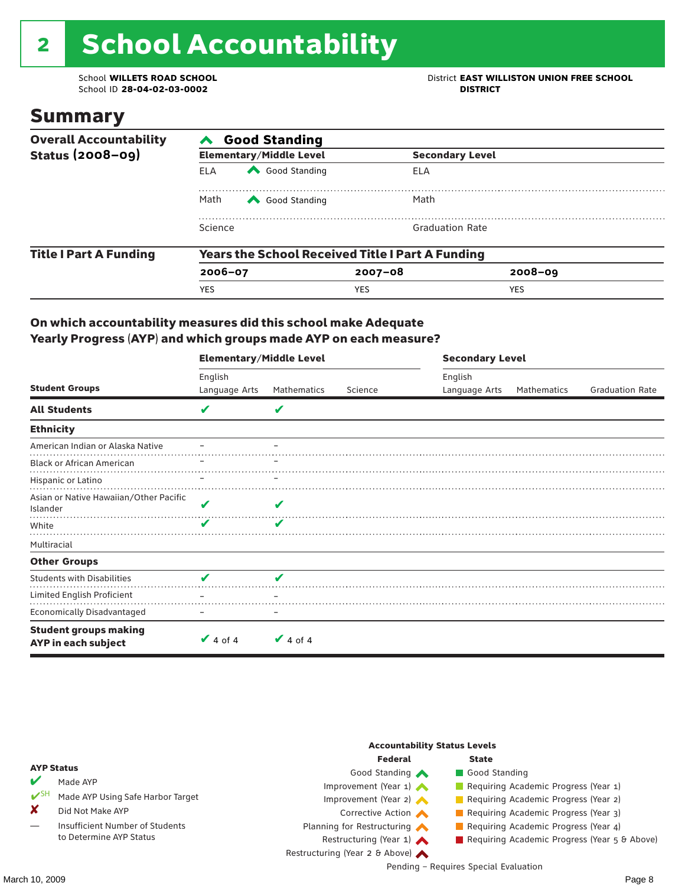# 2 School Accountability

School **WILLETS ROAD SCHOOL**
School ID **28-04-02-03-0002**

District **EAST WILLISTON UNION FREE SCHOOL DISTRICT**

## Summary

| Overall Accountability Status (2008–09) | Good Standing | | |
|---|---|---|---|
| | **Elementary/Middle Level** | | **Secondary Level** |
| | ELA | Good Standing | ELA |
| | Math | Good Standing | Math |
| | Science | | Graduation Rate |

| Title I Part A Funding | Years the School Received Title I Part A Funding | | |
|---|---|---|---|
| | **2006–07** | **2007–08** | **2008–09** |
| | YES | YES | YES |

### On which accountability measures did this school make Adequate Yearly Progress (AYP) and which groups made AYP on each measure?

| Student Groups | Elementary/Middle Level English Language Arts | Elementary/Middle Level Mathematics | Elementary/Middle Level Science | Secondary Level English Language Arts | Secondary Level Mathematics | Secondary Level Graduation Rate |
|---|---|---|---|---|---|---|
| **All Students** | ✔ | ✔ | | | | |
| **Ethnicity** | | | | | | |
| American Indian or Alaska Native | – | – | | | | |
| Black or African American | – | – | | | | |
| Hispanic or Latino | – | – | | | | |
| Asian or Native Hawaiian/Other Pacific Islander | ✔ | ✔ | | | | |
| White | ✔ | ✔ | | | | |
| Multiracial | | | | | | |
| **Other Groups** | | | | | | |
| Students with Disabilities | ✔ | ✔ | | | | |
| Limited English Proficient | – | – | | | | |
| Economically Disadvantaged | – | – | | | | |
| **Student groups making AYP in each subject** | ✔ 4 of 4 | ✔ 4 of 4 | | | | |

**AYP Status**

- ✔ Made AYP
- ✔SH Made AYP Using Safe Harbor Target
- ✘ Did Not Make AYP
- — Insufficient Number of Students to Determine AYP Status

**Accountability Status Levels**

| Federal | State |
|---|---|
| Good Standing | Good Standing |
| Improvement (Year 1) | Requiring Academic Progress (Year 1) |
| Improvement (Year 2) | Requiring Academic Progress (Year 2) |
| Corrective Action | Requiring Academic Progress (Year 3) |
| Planning for Restructuring | Requiring Academic Progress (Year 4) |
| Restructuring (Year 1) | Requiring Academic Progress (Year 5 & Above) |
| Restructuring (Year 2 & Above) | |

Pending – Requires Special Evaluation

March 10, 2009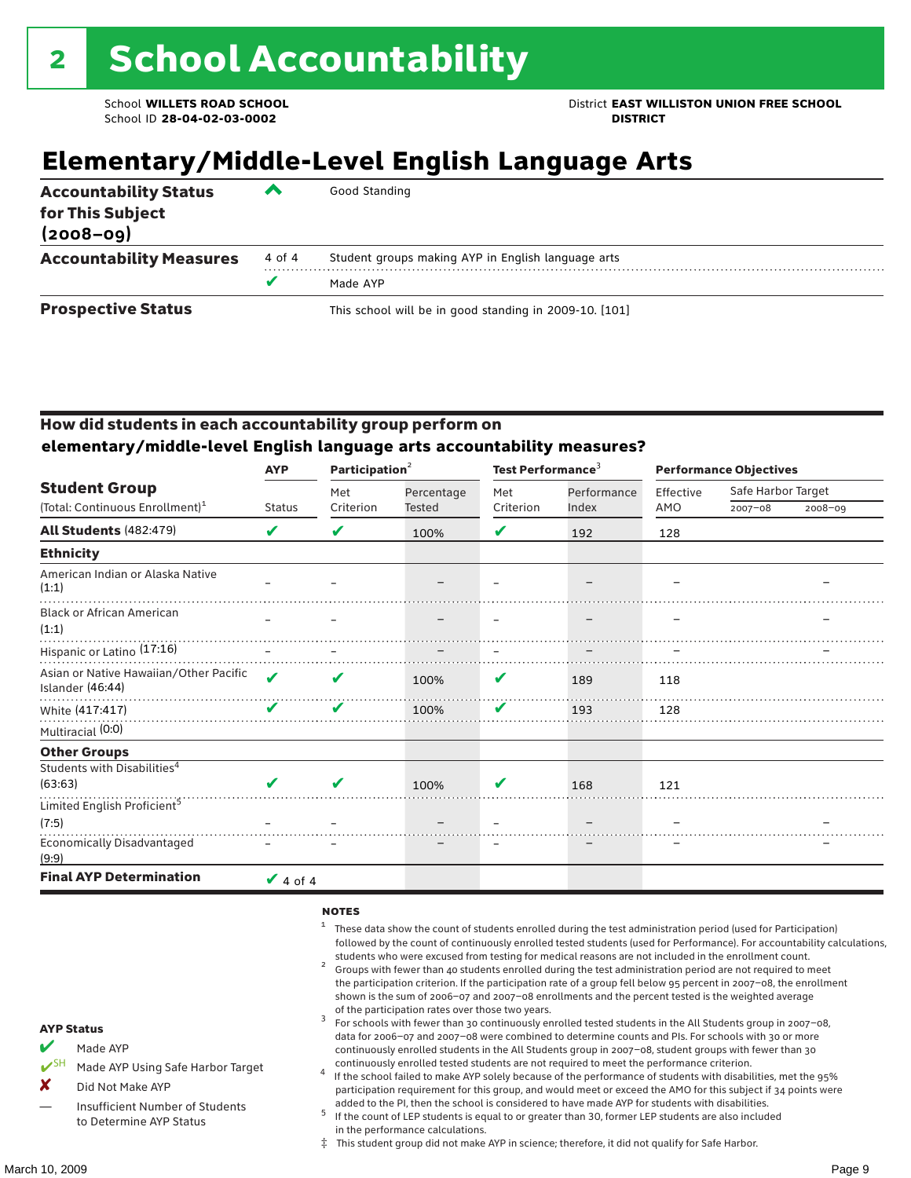# 2 School Accountability

School **WILLETS ROAD SCHOOL**
School ID **28-04-02-03-0002**

District **EAST WILLISTON UNION FREE SCHOOL DISTRICT**

## Elementary/Middle-Level English Language Arts

| | | |
|---|---|---|
| **Accountability Status for This Subject (2008–09)** | ^ | Good Standing |
| **Accountability Measures** | 4 of 4 | Student groups making AYP in English language arts |
| | ✔ | Made AYP |
| **Prospective Status** | | This school will be in good standing in 2009-10. [101] |

### How did students in each accountability group perform on elementary/middle-level English language arts accountability measures?

| Student Group (Total: Continuous Enrollment)[1] | AYP Status | Participation[2] Met Criterion | Participation[2] Percentage Tested | Test Performance[3] Met Criterion | Test Performance[3] Performance Index | Performance Objectives Effective AMO | Safe Harbor Target 2007–08 | Safe Harbor Target 2008–09 |
|---|---|---|---|---|---|---|---|---|
| **All Students** (482:479) | ✔ | ✔ | 100% | ✔ | 192 | 128 | | |
| **Ethnicity** | | | | | | | | |
| American Indian or Alaska Native (1:1) | – | – | – | – | – | – | | – |
| Black or African American (1:1) | – | – | – | – | – | – | | – |
| Hispanic or Latino (17:16) | – | – | – | – | – | – | | – |
| Asian or Native Hawaiian/Other Pacific Islander (46:44) | ✔ | ✔ | 100% | ✔ | 189 | 118 | | |
| White (417:417) | ✔ | ✔ | 100% | ✔ | 193 | 128 | | |
| Multiracial (0:0) | | | | | | | | |
| **Other Groups** | | | | | | | | |
| Students with Disabilities[4] (63:63) | ✔ | ✔ | 100% | ✔ | 168 | 121 | | |
| Limited English Proficient[5] (7:5) | – | – | – | – | – | – | | – |
| Economically Disadvantaged (9:9) | – | – | – | – | – | – | | – |
| **Final AYP Determination** | ✔ 4 of 4 | | | | | | | |

**AYP Status**

- ✔ Made AYP
- ✔SH Made AYP Using Safe Harbor Target
- ✘ Did Not Make AYP
- — Insufficient Number of Students to Determine AYP Status

**NOTES**

1. These data show the count of students enrolled during the test administration period (used for Participation) followed by the count of continuously enrolled tested students (used for Performance). For accountability calculations, students who were excused from testing for medical reasons are not included in the enrollment count.
2. Groups with fewer than 40 students enrolled during the test administration period are not required to meet the participation criterion. If the participation rate of a group fell below 95 percent in 2007–08, the enrollment shown is the sum of 2006–07 and 2007–08 enrollments and the percent tested is the weighted average of the participation rates over those two years.
3. For schools with fewer than 30 continuously enrolled tested students in the All Students group in 2007–08, data for 2006–07 and 2007–08 were combined to determine counts and PIs. For schools with 30 or more continuously enrolled students in the All Students group in 2007–08, student groups with fewer than 30 continuously enrolled tested students are not required to meet the performance criterion.
4. If the school failed to make AYP solely because of the performance of students with disabilities, met the 95% participation requirement for this group, and would meet or exceed the AMO for this subject if 34 points were added to the PI, then the school is considered to have made AYP for students with disabilities.
5. If the count of LEP students is equal to or greater than 30, former LEP students are also included in the performance calculations.

‡ This student group did not make AYP in science; therefore, it did not qualify for Safe Harbor.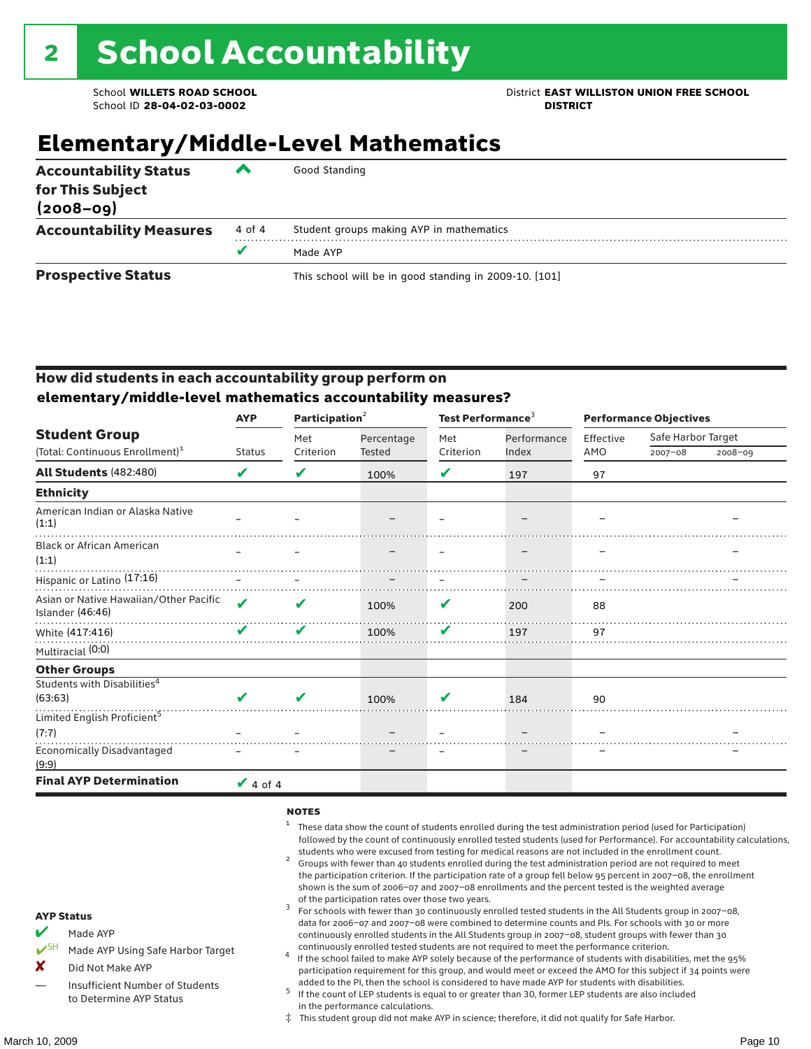# 2 School Accountability

School **WILLETS ROAD SCHOOL**
School ID **28-04-02-03-0002**

District **EAST WILLISTON UNION FREE SCHOOL DISTRICT**

## Elementary/Middle-Level Mathematics

| | | |
|---|---|---|
| **Accountability Status for This Subject (2008–09)** | ^ | Good Standing |
| **Accountability Measures** | 4 of 4 | Student groups making AYP in mathematics |
| | ✔ | Made AYP |
| **Prospective Status** | | This school will be in good standing in 2009-10. [101] |

### How did students in each accountability group perform on elementary/middle-level mathematics accountability measures?

| Student Group (Total: Continuous Enrollment)[1] | AYP Status | Participation[2] Met Criterion | Participation[2] Percentage Tested | Test Performance[3] Met Criterion | Test Performance[3] Performance Index | Performance Objectives Effective AMO | Safe Harbor Target 2007–08 | Safe Harbor Target 2008–09 |
|---|---|---|---|---|---|---|---|---|
| **All Students** (482:480) | ✔ | ✔ | 100% | ✔ | 197 | 97 | | |
| **Ethnicity** | | | | | | | | |
| American Indian or Alaska Native (1:1) | – | – | – | – | – | – | | – |
| Black or African American (1:1) | – | – | – | – | – | – | | – |
| Hispanic or Latino (17:16) | – | – | – | – | – | – | | – |
| Asian or Native Hawaiian/Other Pacific Islander (46:46) | ✔ | ✔ | 100% | ✔ | 200 | 88 | | |
| White (417:416) | ✔ | ✔ | 100% | ✔ | 197 | 97 | | |
| Multiracial (0:0) | | | | | | | | |
| **Other Groups** | | | | | | | | |
| Students with Disabilities[4] (63:63) | ✔ | ✔ | 100% | ✔ | 184 | 90 | | |
| Limited English Proficient[5] (7:7) | – | – | – | – | – | – | | – |
| Economically Disadvantaged (9:9) | – | – | – | – | – | – | | – |
| **Final AYP Determination** | ✔ 4 of 4 | | | | | | | |

**AYP Status**

- ✔ Made AYP
- ✔SH Made AYP Using Safe Harbor Target
- ✘ Did Not Make AYP
- — Insufficient Number of Students to Determine AYP Status

**NOTES**

1. These data show the count of students enrolled during the test administration period (used for Participation) followed by the count of continuously enrolled tested students (used for Performance). For accountability calculations, students who were excused from testing for medical reasons are not included in the enrollment count.
2. Groups with fewer than 40 students enrolled during the test administration period are not required to meet the participation criterion. If the participation rate of a group fell below 95 percent in 2007–08, the enrollment shown is the sum of 2006–07 and 2007–08 enrollments and the percent tested is the weighted average of the participation rates over those two years.
3. For schools with fewer than 30 continuously enrolled tested students in the All Students group in 2007–08, data for 2006–07 and 2007–08 were combined to determine counts and PIs. For schools with 30 or more continuously enrolled students in the All Students group in 2007–08, student groups with fewer than 30 continuously enrolled tested students are not required to meet the performance criterion.
4. If the school failed to make AYP solely because of the performance of students with disabilities, met the 95% participation requirement for this group, and would meet or exceed the AMO for this subject if 34 points were added to the PI, then the school is considered to have made AYP for students with disabilities.
5. If the count of LEP students is equal to or greater than 30, former LEP students are also included in the performance calculations.

‡ This student group did not make AYP in science; therefore, it did not qualify for Safe Harbor.

March 10, 2009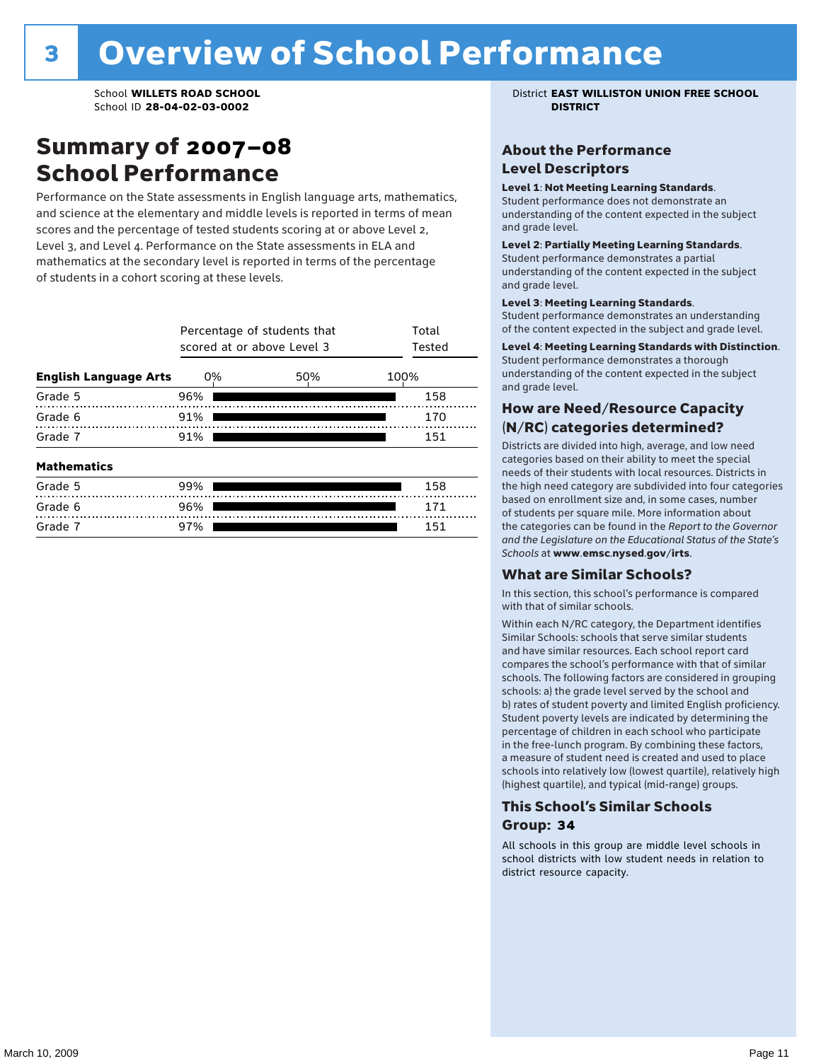# 3 Overview of School Performance

School **WILLETS ROAD SCHOOL**
School ID **28-04-02-03-0002**

District **EAST WILLISTON UNION FREE SCHOOL DISTRICT**

## Summary of 2007–08 School Performance

Performance on the State assessments in English language arts, mathematics, and science at the elementary and middle levels is reported in terms of mean scores and the percentage of tested students scoring at or above Level 2, Level 3, and Level 4. Performance on the State assessments in ELA and mathematics at the secondary level is reported in terms of the percentage of students in a cohort scoring at these levels.

| | Percentage of students that scored at or above Level 3 | Total Tested |
|---|---|---|
| **English Language Arts** | | |
| Grade 5 | 96% | 158 |
| Grade 6 | 91% | 170 |
| Grade 7 | 91% | 151 |
| **Mathematics** | | |
| Grade 5 | 99% | 158 |
| Grade 6 | 96% | 171 |
| Grade 7 | 97% | 151 |

### About the Performance Level Descriptors

**Level 1**: **Not Meeting Learning Standards**. Student performance does not demonstrate an understanding of the content expected in the subject and grade level.

**Level 2**: **Partially Meeting Learning Standards**. Student performance demonstrates a partial understanding of the content expected in the subject and grade level.

**Level 3**: **Meeting Learning Standards**. Student performance demonstrates an understanding of the content expected in the subject and grade level.

**Level 4**: **Meeting Learning Standards with Distinction**. Student performance demonstrates a thorough understanding of the content expected in the subject and grade level.

### How are Need/Resource Capacity (N/RC) categories determined?

Districts are divided into high, average, and low need categories based on their ability to meet the special needs of their students with local resources. Districts in the high need category are subdivided into four categories based on enrollment size and, in some cases, number of students per square mile. More information about the categories can be found in the *Report to the Governor and the Legislature on the Educational Status of the State's Schools* at **www.emsc.nysed.gov/irts**.

### What are Similar Schools?

In this section, this school's performance is compared with that of similar schools.

Within each N/RC category, the Department identifies Similar Schools: schools that serve similar students and have similar resources. Each school report card compares the school's performance with that of similar schools. The following factors are considered in grouping schools: a) the grade level served by the school and b) rates of student poverty and limited English proficiency. Student poverty levels are indicated by determining the percentage of children in each school who participate in the free-lunch program. By combining these factors, a measure of student need is created and used to place schools into relatively low (lowest quartile), relatively high (highest quartile), and typical (mid-range) groups.

### This School's Similar Schools Group: 34

All schools in this group are middle level schools in school districts with low student needs in relation to district resource capacity.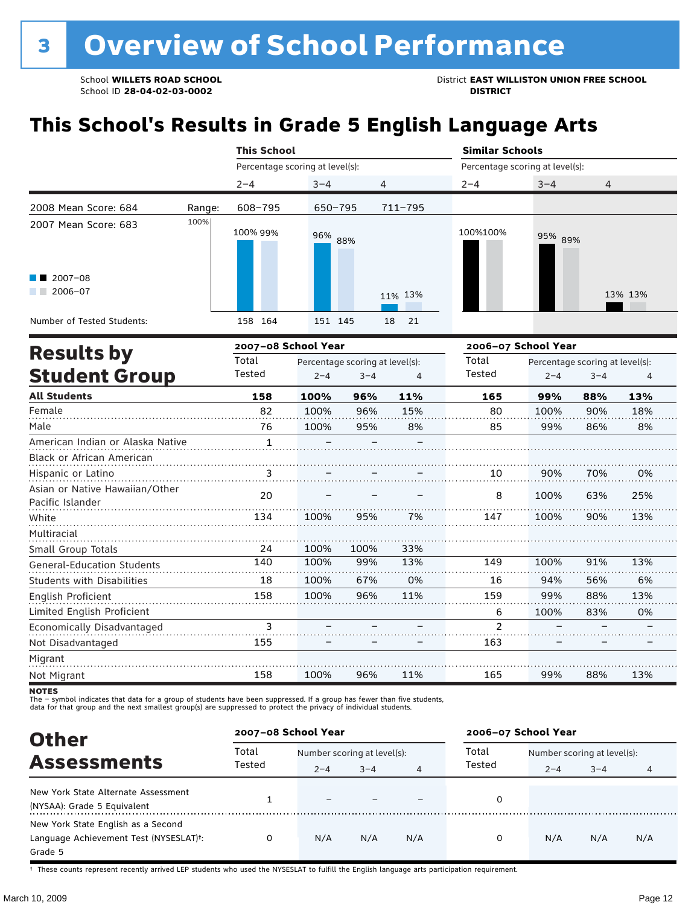# 3 Overview of School Performance

School **WILLETS ROAD SCHOOL**
School ID **28-04-02-03-0002**

District **EAST WILLISTON UNION FREE SCHOOL DISTRICT**

## This School's Results in Grade 5 English Language Arts

| | | This School | | | Similar Schools | | |
|---|---|---|---|---|---|---|---|
| | | Percentage scoring at level(s): | | | Percentage scoring at level(s): | | |
| | | 2–4 | 3–4 | 4 | 2–4 | 3–4 | 4 |
| 2008 Mean Score: 684 | Range: | 608–795 | 650–795 | 711–795 | | | |
| 2007 Mean Score: 683 | | | | | | | |
| 2007–08 | | 100% | 96% | 11% | 100% | 95% | 13% |
| 2006–07 | | 99% | 88% | 13% | 100% | 89% | 13% |
| Number of Tested Students: 2007–08 | | 158 | 151 | 18 | | | |
| Number of Tested Students: 2006–07 | | 164 | 145 | 21 | | | |

## Results by Student Group

| | 2007–08 School Year | | | | 2006–07 School Year | | | |
|---|---|---|---|---|---|---|---|---|
| | Total Tested | Percentage scoring at level(s): 2–4 | 3–4 | 4 | Total Tested | Percentage scoring at level(s): 2–4 | 3–4 | 4 |
| **All Students** | **158** | **100%** | **96%** | **11%** | **165** | **99%** | **88%** | **13%** |
| Female | 82 | 100% | 96% | 15% | 80 | 100% | 90% | 18% |
| Male | 76 | 100% | 95% | 8% | 85 | 99% | 86% | 8% |
| American Indian or Alaska Native | 1 | – | – | – | | | | |
| Black or African American | | | | | | | | |
| Hispanic or Latino | 3 | – | – | – | 10 | 90% | 70% | 0% |
| Asian or Native Hawaiian/Other Pacific Islander | 20 | – | – | – | 8 | 100% | 63% | 25% |
| White | 134 | 100% | 95% | 7% | 147 | 100% | 90% | 13% |
| Multiracial | | | | | | | | |
| Small Group Totals | 24 | 100% | 100% | 33% | | | | |
| General-Education Students | 140 | 100% | 99% | 13% | 149 | 100% | 91% | 13% |
| Students with Disabilities | 18 | 100% | 67% | 0% | 16 | 94% | 56% | 6% |
| English Proficient | 158 | 100% | 96% | 11% | 159 | 99% | 88% | 13% |
| Limited English Proficient | | | | | 6 | 100% | 83% | 0% |
| Economically Disadvantaged | 3 | – | – | – | 2 | – | – | – |
| Not Disadvantaged | 155 | – | – | – | 163 | – | – | – |
| Migrant | | | | | | | | |
| Not Migrant | 158 | 100% | 96% | 11% | 165 | 99% | 88% | 13% |

**NOTES**
The – symbol indicates that data for a group of students have been suppressed. If a group has fewer than five students, data for that group and the next smallest group(s) are suppressed to protect the privacy of individual students.

## Other Assessments

| | 2007–08 School Year | | | | 2006–07 School Year | | | |
|---|---|---|---|---|---|---|---|---|
| | Total Tested | Number scoring at level(s): 2–4 | 3–4 | 4 | Total Tested | Number scoring at level(s): 2–4 | 3–4 | 4 |
| New York State Alternate Assessment (NYSAA): Grade 5 Equivalent | 1 | – | – | – | 0 | | | |
| New York State English as a Second Language Achievement Test (NYSESLAT)†: Grade 5 | 0 | N/A | N/A | N/A | 0 | N/A | N/A | N/A |

† These counts represent recently arrived LEP students who used the NYSESLAT to fulfill the English language arts participation requirement.

March 10, 2009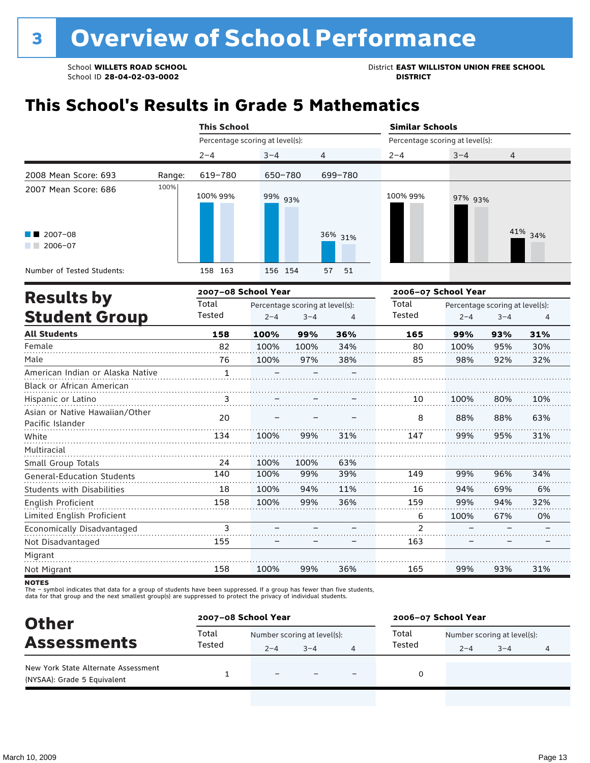# 3 Overview of School Performance

School **WILLETS ROAD SCHOOL**
School ID **28-04-02-03-0002**

District **EAST WILLISTON UNION FREE SCHOOL DISTRICT**

## This School's Results in Grade 5 Mathematics

| | | This School | | | Similar Schools | | |
|---|---|---|---|---|---|---|---|
| | | Percentage scoring at level(s): | | | Percentage scoring at level(s): | | |
| | | 2–4 | 3–4 | 4 | 2–4 | 3–4 | 4 |
| 2008 Mean Score: 693 | Range: | 619–780 | 650–780 | 699–780 | | | |
| 2007 Mean Score: 686 | 2007–08 | 100% | 99% | 36% | 100% | 97% | 41% |
| | 2006–07 | 99% | 93% | 31% | 99% | 93% | 34% |
| Number of Tested Students: | 2007–08 | 158 | 156 | 57 | | | |
| | 2006–07 | 163 | 154 | 51 | | | |

## Results by Student Group

| | 2007–08 School Year | | | | 2006–07 School Year | | | |
|---|---|---|---|---|---|---|---|---|
| | Total Tested | Percentage scoring at level(s): 2–4 | 3–4 | 4 | Total Tested | Percentage scoring at level(s): 2–4 | 3–4 | 4 |
| **All Students** | **158** | **100%** | **99%** | **36%** | **165** | **99%** | **93%** | **31%** |
| Female | 82 | 100% | 100% | 34% | 80 | 100% | 95% | 30% |
| Male | 76 | 100% | 97% | 38% | 85 | 98% | 92% | 32% |
| American Indian or Alaska Native | 1 | – | – | – | | | | |
| Black or African American | | | | | | | | |
| Hispanic or Latino | 3 | – | – | – | 10 | 100% | 80% | 10% |
| Asian or Native Hawaiian/Other Pacific Islander | 20 | – | – | – | 8 | 88% | 88% | 63% |
| White | 134 | 100% | 99% | 31% | 147 | 99% | 95% | 31% |
| Multiracial | | | | | | | | |
| Small Group Totals | 24 | 100% | 100% | 63% | | | | |
| General-Education Students | 140 | 100% | 99% | 39% | 149 | 99% | 96% | 34% |
| Students with Disabilities | 18 | 100% | 94% | 11% | 16 | 94% | 69% | 6% |
| English Proficient | 158 | 100% | 99% | 36% | 159 | 99% | 94% | 32% |
| Limited English Proficient | | | | | 6 | 100% | 67% | 0% |
| Economically Disadvantaged | 3 | – | – | – | 2 | – | – | – |
| Not Disadvantaged | 155 | – | – | – | 163 | – | – | – |
| Migrant | | | | | | | | |
| Not Migrant | 158 | 100% | 99% | 36% | 165 | 99% | 93% | 31% |

**NOTES**
The – symbol indicates that data for a group of students have been suppressed. If a group has fewer than five students, data for that group and the next smallest group(s) are suppressed to protect the privacy of individual students.

## Other Assessments

| | 2007–08 School Year | | | | 2006–07 School Year | | | |
|---|---|---|---|---|---|---|---|---|
| | Total Tested | Number scoring at level(s): 2–4 | 3–4 | 4 | Total Tested | Number scoring at level(s): 2–4 | 3–4 | 4 |
| New York State Alternate Assessment (NYSAA): Grade 5 Equivalent | 1 | – | – | – | 0 | | | |

March 10, 2009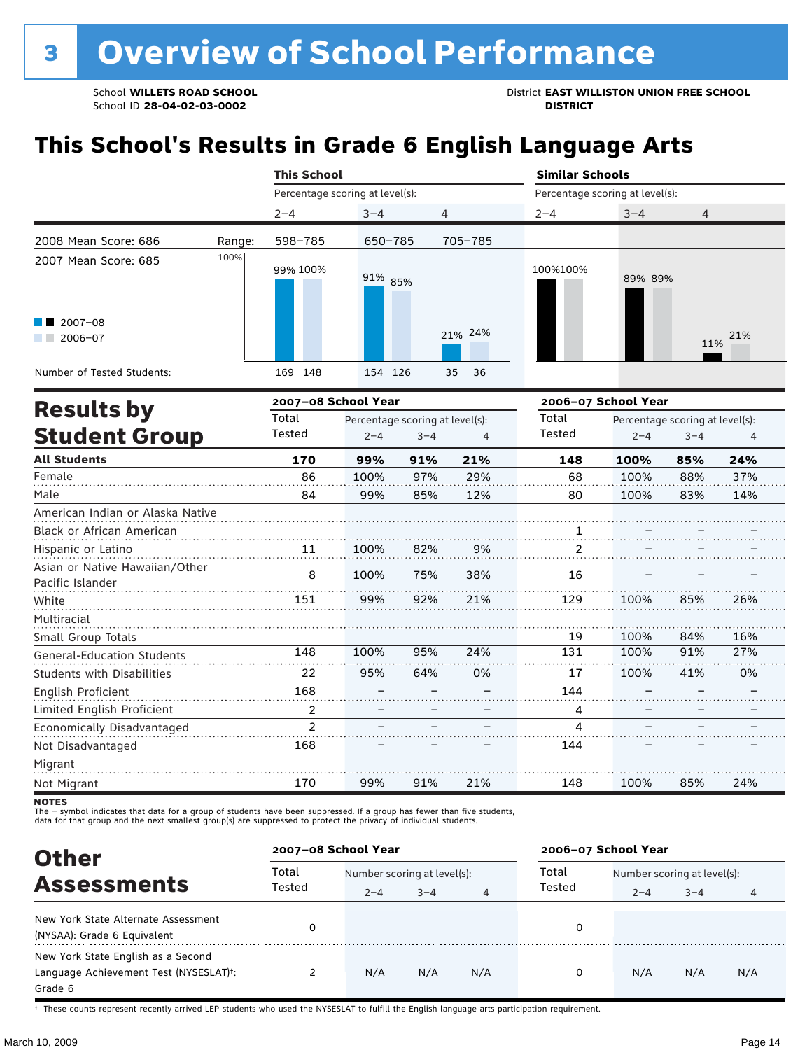# 3 Overview of School Performance

School **WILLETS ROAD SCHOOL**
School ID **28-04-02-03-0002**

District **EAST WILLISTON UNION FREE SCHOOL DISTRICT**

## This School's Results in Grade 6 English Language Arts

| | | This School | | | Similar Schools | | |
|---|---|---|---|---|---|---|---|
| | | Percentage scoring at level(s): | | | Percentage scoring at level(s): | | |
| | | 2–4 | 3–4 | 4 | 2–4 | 3–4 | 4 |
| 2008 Mean Score: 686 | Range: | 598–785 | 650–785 | 705–785 | | | |
| 2007 Mean Score: 685 | 2007–08 | 99% | 91% | 21% | 100% | 89% | 11% |
| | 2006–07 | 100% | 85% | 24% | 100% | 89% | 21% |
| Number of Tested Students: | 2007–08 | 169 | 154 | 35 | | | |
| | 2006–07 | 148 | 126 | 36 | | | |

## Results by Student Group

| | 2007–08 School Year | | | | 2006–07 School Year | | | |
|---|---|---|---|---|---|---|---|---|
| | Total Tested | Percentage scoring at level(s): 2–4 | 3–4 | 4 | Total Tested | Percentage scoring at level(s): 2–4 | 3–4 | 4 |
| **All Students** | **170** | **99%** | **91%** | **21%** | **148** | **100%** | **85%** | **24%** |
| Female | 86 | 100% | 97% | 29% | 68 | 100% | 88% | 37% |
| Male | 84 | 99% | 85% | 12% | 80 | 100% | 83% | 14% |
| American Indian or Alaska Native | | | | | | | | |
| Black or African American | | | | | 1 | – | – | – |
| Hispanic or Latino | 11 | 100% | 82% | 9% | 2 | – | – | – |
| Asian or Native Hawaiian/Other Pacific Islander | 8 | 100% | 75% | 38% | 16 | – | – | – |
| White | 151 | 99% | 92% | 21% | 129 | 100% | 85% | 26% |
| Multiracial | | | | | | | | |
| Small Group Totals | | | | | 19 | 100% | 84% | 16% |
| General-Education Students | 148 | 100% | 95% | 24% | 131 | 100% | 91% | 27% |
| Students with Disabilities | 22 | 95% | 64% | 0% | 17 | 100% | 41% | 0% |
| English Proficient | 168 | – | – | – | 144 | – | – | – |
| Limited English Proficient | 2 | – | – | – | 4 | – | – | – |
| Economically Disadvantaged | 2 | – | – | – | 4 | – | – | – |
| Not Disadvantaged | 168 | – | – | – | 144 | – | – | – |
| Migrant | | | | | | | | |
| Not Migrant | 170 | 99% | 91% | 21% | 148 | 100% | 85% | 24% |

**NOTES**
The – symbol indicates that data for a group of students have been suppressed. If a group has fewer than five students, data for that group and the next smallest group(s) are suppressed to protect the privacy of individual students.

## Other Assessments

| | 2007–08 School Year | | | | 2006–07 School Year | | | |
|---|---|---|---|---|---|---|---|---|
| | Total Tested | Number scoring at level(s): 2–4 | 3–4 | 4 | Total Tested | Number scoring at level(s): 2–4 | 3–4 | 4 |
| New York State Alternate Assessment (NYSAA): Grade 6 Equivalent | 0 | | | | 0 | | | |
| New York State English as a Second Language Achievement Test (NYSESLAT)†: Grade 6 | 2 | N/A | N/A | N/A | 0 | N/A | N/A | N/A |

† These counts represent recently arrived LEP students who used the NYSESLAT to fulfill the English language arts participation requirement.

March 10, 2009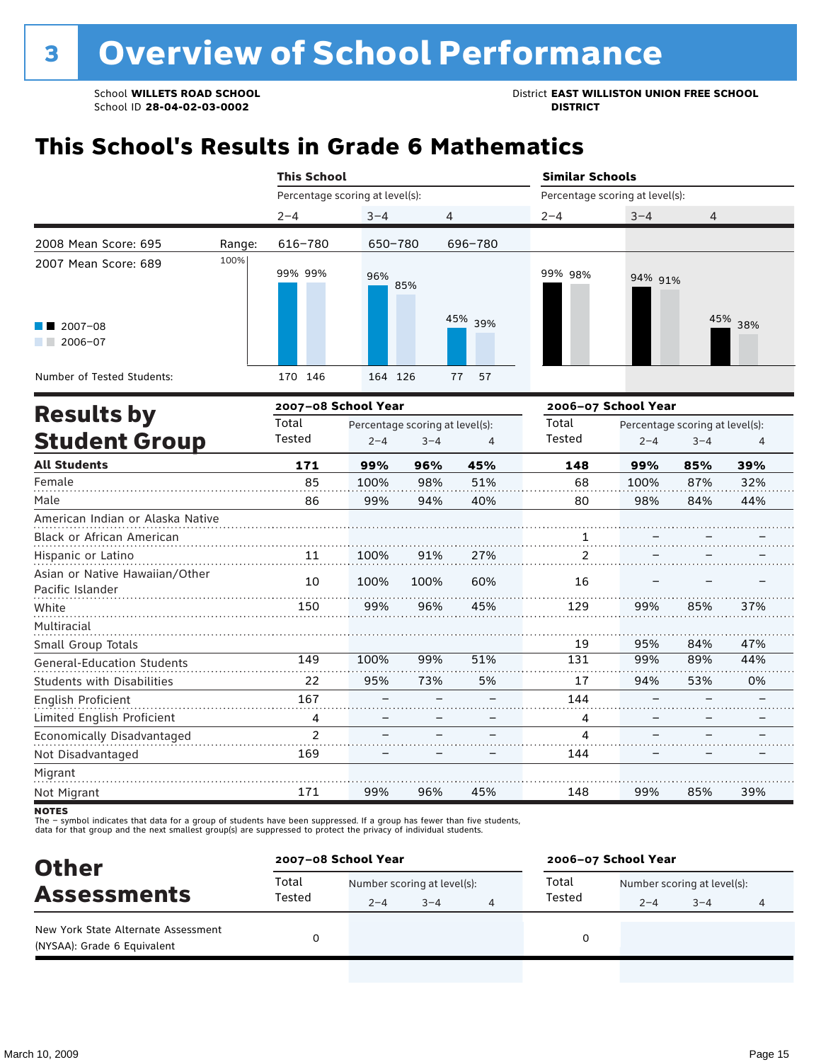# 3 Overview of School Performance

School **WILLETS ROAD SCHOOL**
School ID **28-04-02-03-0002**

District **EAST WILLISTON UNION FREE SCHOOL DISTRICT**

## This School's Results in Grade 6 Mathematics

| | | This School | | | Similar Schools | | |
|---|---|---|---|---|---|---|---|
| | | Percentage scoring at level(s): | | | Percentage scoring at level(s): | | |
| | | 2–4 | 3–4 | 4 | 2–4 | 3–4 | 4 |
| 2008 Mean Score: 695 | Range: | 616–780 | 650–780 | 696–780 | | | |
| 2007 Mean Score: 689 | 2007–08 | 99% | 96% | 45% | 99% | 94% | 45% |
| | 2006–07 | 99% | 85% | 39% | 98% | 91% | 38% |
| Number of Tested Students: | 2007–08 | 170 | 164 | 77 | | | |
| | 2006–07 | 146 | 126 | 57 | | | |

## Results by Student Group

| | 2007–08 School Year | | | | 2006–07 School Year | | | |
|---|---|---|---|---|---|---|---|---|
| | Total Tested | Percentage scoring at level(s): 2–4 | 3–4 | 4 | Total Tested | Percentage scoring at level(s): 2–4 | 3–4 | 4 |
| **All Students** | **171** | **99%** | **96%** | **45%** | **148** | **99%** | **85%** | **39%** |
| Female | 85 | 100% | 98% | 51% | 68 | 100% | 87% | 32% |
| Male | 86 | 99% | 94% | 40% | 80 | 98% | 84% | 44% |
| American Indian or Alaska Native | | | | | | | | |
| Black or African American | | | | | 1 | – | – | – |
| Hispanic or Latino | 11 | 100% | 91% | 27% | 2 | – | – | – |
| Asian or Native Hawaiian/Other Pacific Islander | 10 | 100% | 100% | 60% | 16 | – | – | – |
| White | 150 | 99% | 96% | 45% | 129 | 99% | 85% | 37% |
| Multiracial | | | | | | | | |
| Small Group Totals | | | | | 19 | 95% | 84% | 47% |
| General-Education Students | 149 | 100% | 99% | 51% | 131 | 99% | 89% | 44% |
| Students with Disabilities | 22 | 95% | 73% | 5% | 17 | 94% | 53% | 0% |
| English Proficient | 167 | – | – | – | 144 | – | – | – |
| Limited English Proficient | 4 | – | – | – | 4 | – | – | – |
| Economically Disadvantaged | 2 | – | – | – | 4 | – | – | – |
| Not Disadvantaged | 169 | – | – | – | 144 | – | – | – |
| Migrant | | | | | | | | |
| Not Migrant | 171 | 99% | 96% | 45% | 148 | 99% | 85% | 39% |

**NOTES**
The – symbol indicates that data for a group of students have been suppressed. If a group has fewer than five students, data for that group and the next smallest group(s) are suppressed to protect the privacy of individual students.

## Other Assessments

| | 2007–08 School Year | | | | 2006–07 School Year | | | |
|---|---|---|---|---|---|---|---|---|
| | Total Tested | Number scoring at level(s): 2–4 | 3–4 | 4 | Total Tested | Number scoring at level(s): 2–4 | 3–4 | 4 |
| New York State Alternate Assessment (NYSAA): Grade 6 Equivalent | 0 | | | | 0 | | | |

March 10, 2009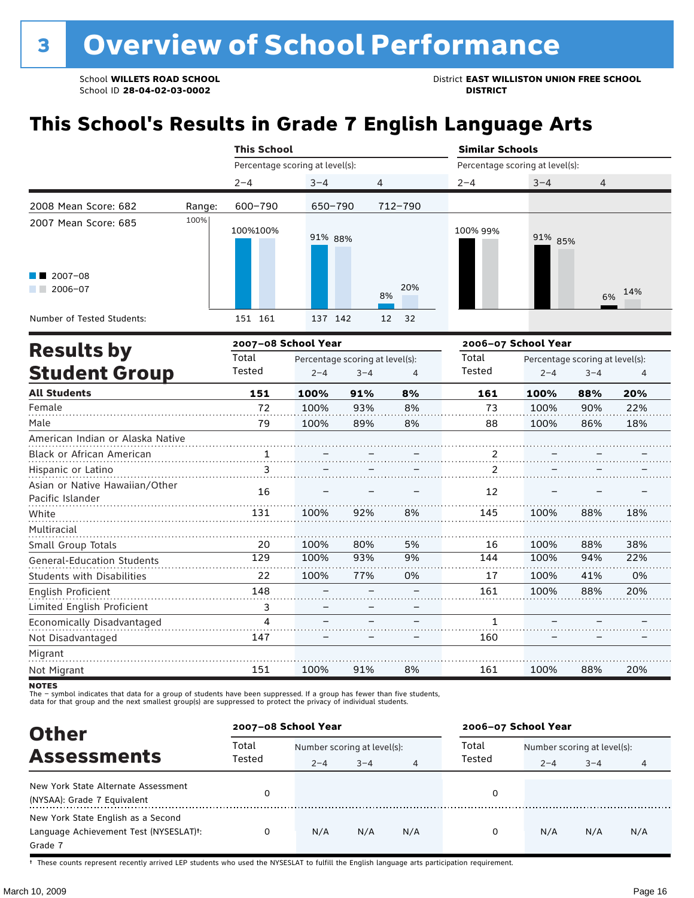# 3 Overview of School Performance

School **WILLETS ROAD SCHOOL**
School ID **28-04-02-03-0002**

District **EAST WILLISTON UNION FREE SCHOOL DISTRICT**

## This School's Results in Grade 7 English Language Arts

| | | This School | | | Similar Schools | | |
|---|---|---|---|---|---|---|---|
| | | Percentage scoring at level(s): | | | Percentage scoring at level(s): | | |
| | | 2–4 | 3–4 | 4 | 2–4 | 3–4 | 4 |
| 2008 Mean Score: 682 | Range: | 600–790 | 650–790 | 712–790 | | | |
| 2007 Mean Score: 685 | | | | | | | |
| 2007–08 | | 100% | 91% | 8% | 100% | 91% | 6% |
| 2006–07 | | 100% | 88% | 20% | 99% | 85% | 14% |
| Number of Tested Students: 2007–08 | | 151 | 137 | 12 | | | |
| Number of Tested Students: 2006–07 | | 161 | 142 | 32 | | | |

## Results by Student Group

| | 2007–08 School Year | | | | 2006–07 School Year | | | |
|---|---|---|---|---|---|---|---|---|
| | Total Tested | Percentage scoring at level(s): 2–4 | 3–4 | 4 | Total Tested | Percentage scoring at level(s): 2–4 | 3–4 | 4 |
| **All Students** | **151** | **100%** | **91%** | **8%** | **161** | **100%** | **88%** | **20%** |
| Female | 72 | 100% | 93% | 8% | 73 | 100% | 90% | 22% |
| Male | 79 | 100% | 89% | 8% | 88 | 100% | 86% | 18% |
| American Indian or Alaska Native | | | | | | | | |
| Black or African American | 1 | – | – | – | 2 | – | – | – |
| Hispanic or Latino | 3 | – | – | – | 2 | – | – | – |
| Asian or Native Hawaiian/Other Pacific Islander | 16 | – | – | – | 12 | – | – | – |
| White | 131 | 100% | 92% | 8% | 145 | 100% | 88% | 18% |
| Multiracial | | | | | | | | |
| Small Group Totals | 20 | 100% | 80% | 5% | 16 | 100% | 88% | 38% |
| General-Education Students | 129 | 100% | 93% | 9% | 144 | 100% | 94% | 22% |
| Students with Disabilities | 22 | 100% | 77% | 0% | 17 | 100% | 41% | 0% |
| English Proficient | 148 | – | – | – | 161 | 100% | 88% | 20% |
| Limited English Proficient | 3 | – | – | – | | | | |
| Economically Disadvantaged | 4 | – | – | – | 1 | – | – | – |
| Not Disadvantaged | 147 | – | – | – | 160 | – | – | – |
| Migrant | | | | | | | | |
| Not Migrant | 151 | 100% | 91% | 8% | 161 | 100% | 88% | 20% |

**NOTES**
The – symbol indicates that data for a group of students have been suppressed. If a group has fewer than five students, data for that group and the next smallest group(s) are suppressed to protect the privacy of individual students.

## Other Assessments

| | 2007–08 School Year | | | | 2006–07 School Year | | | |
|---|---|---|---|---|---|---|---|---|
| | Total Tested | Number scoring at level(s): 2–4 | 3–4 | 4 | Total Tested | Number scoring at level(s): 2–4 | 3–4 | 4 |
| New York State Alternate Assessment (NYSAA): Grade 7 Equivalent | 0 | | | | 0 | | | |
| New York State English as a Second Language Achievement Test (NYSESLAT)†: Grade 7 | 0 | N/A | N/A | N/A | 0 | N/A | N/A | N/A |

† These counts represent recently arrived LEP students who used the NYSESLAT to fulfill the English language arts participation requirement.

March 10, 2009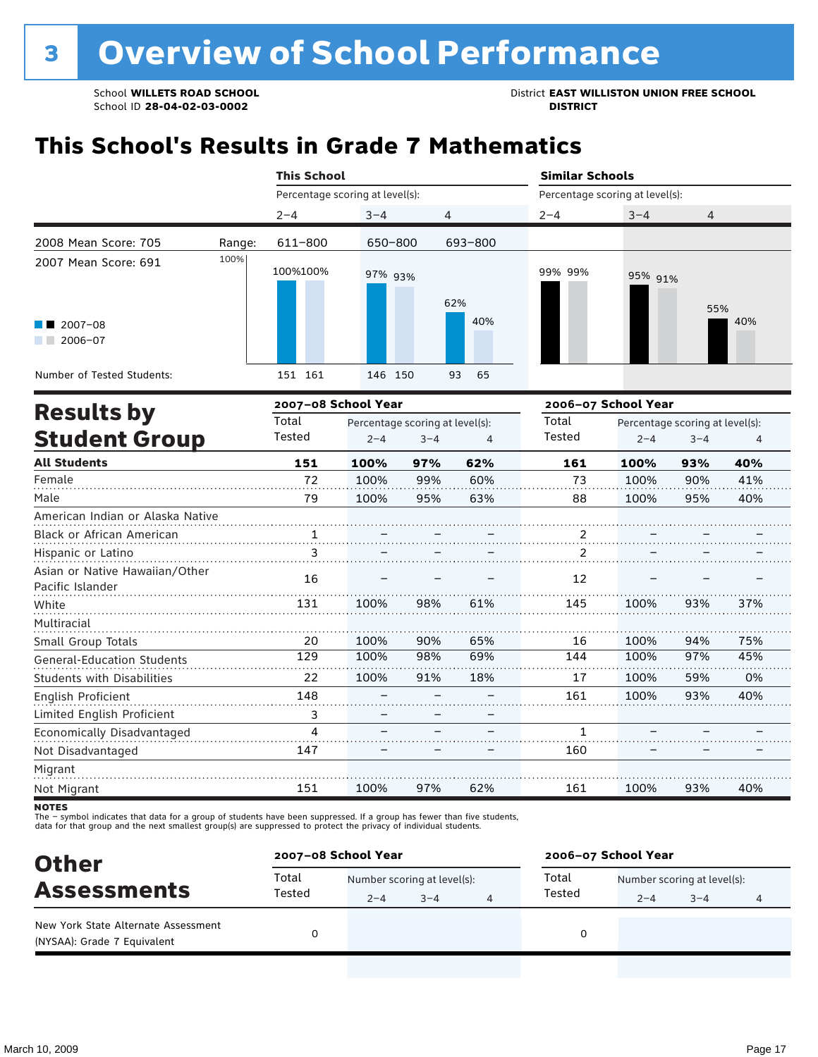# 3 Overview of School Performance

School **WILLETS ROAD SCHOOL**
School ID **28-04-02-03-0002**

District **EAST WILLISTON UNION FREE SCHOOL DISTRICT**

## This School's Results in Grade 7 Mathematics

This School
Percentage scoring at level(s):
2–4 | 3–4 | 4

Similar Schools
Percentage scoring at level(s):
2–4 | 3–4 | 4

2008 Mean Score: 705
Range: 611–800 | 650–800 | 693–800

2007 Mean Score: 691

100%

2007–08
2006–07

100% 100%
97% 93%
62% 40%

99% 99%
95% 91%
55% 40%

Number of Tested Students: 151 161 | 146 150 | 93 65

## Results by Student Group

| | 2007–08 School Year | | | | 2006–07 School Year | | | |
|---|---|---|---|---|---|---|---|---|
| | Total Tested | Percentage scoring at level(s): 2–4 | 3–4 | 4 | Total Tested | Percentage scoring at level(s): 2–4 | 3–4 | 4 |
| **All Students** | **151** | **100%** | **97%** | **62%** | **161** | **100%** | **93%** | **40%** |
| Female | 72 | 100% | 99% | 60% | 73 | 100% | 90% | 41% |
| Male | 79 | 100% | 95% | 63% | 88 | 100% | 95% | 40% |
| American Indian or Alaska Native | | | | | | | | |
| Black or African American | 1 | – | – | – | 2 | – | – | – |
| Hispanic or Latino | 3 | – | – | – | 2 | – | – | – |
| Asian or Native Hawaiian/Other Pacific Islander | 16 | – | – | – | 12 | – | – | – |
| White | 131 | 100% | 98% | 61% | 145 | 100% | 93% | 37% |
| Multiracial | | | | | | | | |
| Small Group Totals | 20 | 100% | 90% | 65% | 16 | 100% | 94% | 75% |
| General-Education Students | 129 | 100% | 98% | 69% | 144 | 100% | 97% | 45% |
| Students with Disabilities | 22 | 100% | 91% | 18% | 17 | 100% | 59% | 0% |
| English Proficient | 148 | – | – | – | 161 | 100% | 93% | 40% |
| Limited English Proficient | 3 | – | – | – | | | | |
| Economically Disadvantaged | 4 | – | – | – | 1 | – | – | – |
| Not Disadvantaged | 147 | – | – | – | 160 | – | – | – |
| Migrant | | | | | | | | |
| Not Migrant | 151 | 100% | 97% | 62% | 161 | 100% | 93% | 40% |

**NOTES**
The – symbol indicates that data for a group of students have been suppressed. If a group has fewer than five students, data for that group and the next smallest group(s) are suppressed to protect the privacy of individual students.

## Other Assessments

| | 2007–08 School Year | | | | 2006–07 School Year | | | |
|---|---|---|---|---|---|---|---|---|
| | Total Tested | Number scoring at level(s): 2–4 | 3–4 | 4 | Total Tested | Number scoring at level(s): 2–4 | 3–4 | 4 |
| New York State Alternate Assessment (NYSAA): Grade 7 Equivalent | 0 | | | | 0 | | | |

March 10, 2009